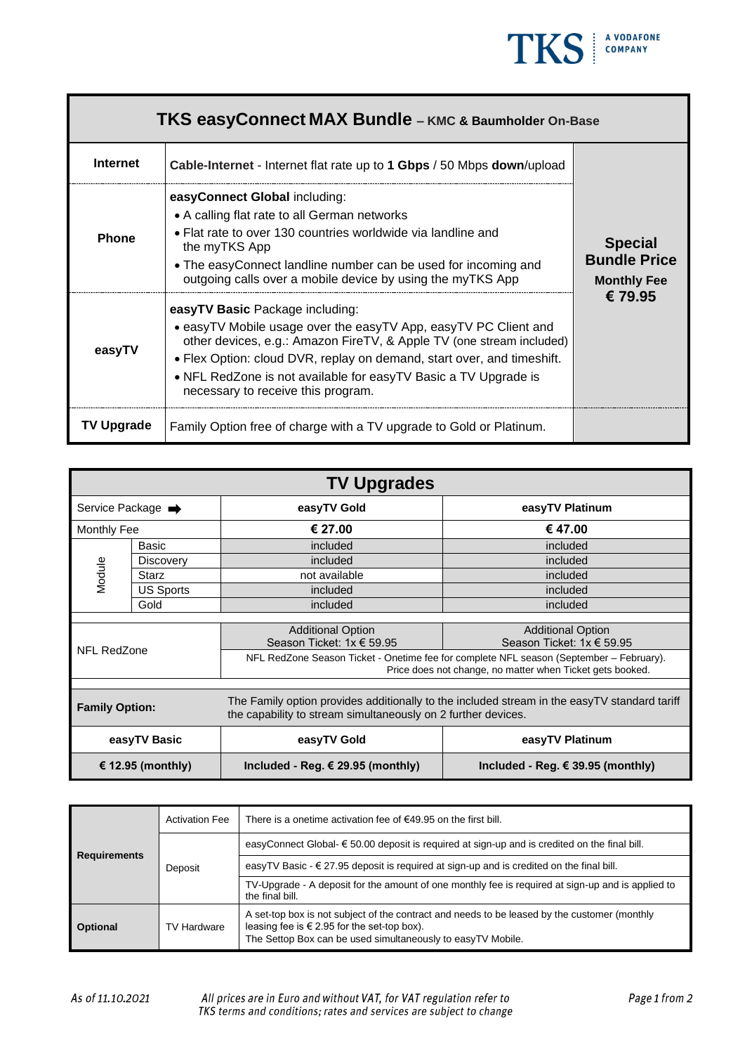## TKS easyConnect MAX Bundle – KMC & Baumholder On-Base

| | | |
|---|---|---|
| **Internet** | **Cable-Internet** - Internet flat rate up to **1 Gbps** / 50 Mbps **down**/upload | **Special Bundle Price** **Monthly Fee** **€ 79.95** |
| **Phone** | **easyConnect Global** including:<br>• A calling flat rate to all German networks<br>• Flat rate to over 130 countries worldwide via landline and the myTKS App<br>• The easyConnect landline number can be used for incoming and outgoing calls over a mobile device by using the myTKS App | |
| **easyTV** | **easyTV Basic** Package including:<br>• easyTV Mobile usage over the easyTV App, easyTV PC Client and other devices, e.g.: Amazon FireTV, & Apple TV (one stream included)<br>• Flex Option: cloud DVR, replay on demand, start over, and timeshift.<br>• NFL RedZone is not available for easyTV Basic a TV Upgrade is necessary to receive this program. | |
| **TV Upgrade** | Family Option free of charge with a TV upgrade to Gold or Platinum. | |

## TV Upgrades

| Service Package ➡ | | easyTV Gold | easyTV Platinum |
|---|---|---|---|
| Monthly Fee | | **€ 27.00** | **€ 47.00** |
| Module | Basic | included | included |
| | Discovery | included | included |
| | Starz | not available | included |
| | US Sports | included | included |
| | Gold | included | included |
| NFL RedZone | | Additional Option<br>Season Ticket: 1x € 59.95 | Additional Option<br>Season Ticket: 1x € 59.95 |
| | | NFL RedZone Season Ticket - Onetime fee for complete NFL season (September – February). Price does not change, no matter when Ticket gets booked. | |
| **Family Option:** | | The Family option provides additionally to the included stream in the easyTV standard tariff the capability to stream simultaneously on 2 further devices. | |
| **easyTV Basic** | | **easyTV Gold** | **easyTV Platinum** |
| **€ 12.95 (monthly)** | | **Included - Reg. € 29.95 (monthly)** | **Included - Reg. € 39.95 (monthly)** |

| | | |
|---|---|---|
| **Requirements** | Activation Fee | There is a onetime activation fee of €49.95 on the first bill. |
| | Deposit | easyConnect Global- € 50.00 deposit is required at sign-up and is credited on the final bill. |
| | | easyTV Basic - € 27.95 deposit is required at sign-up and is credited on the final bill. |
| | | TV-Upgrade - A deposit for the amount of one monthly fee is required at sign-up and is applied to the final bill. |
| **Optional** | TV Hardware | A set-top box is not subject of the contract and needs to be leased by the customer (monthly leasing fee is € 2.95 for the set-top box).<br>The Settop Box can be used simultaneously to easyTV Mobile. |

*As of 11.10.2021*

*All prices are in Euro and without VAT, for VAT regulation refer to TKS terms and conditions; rates and services are subject to change*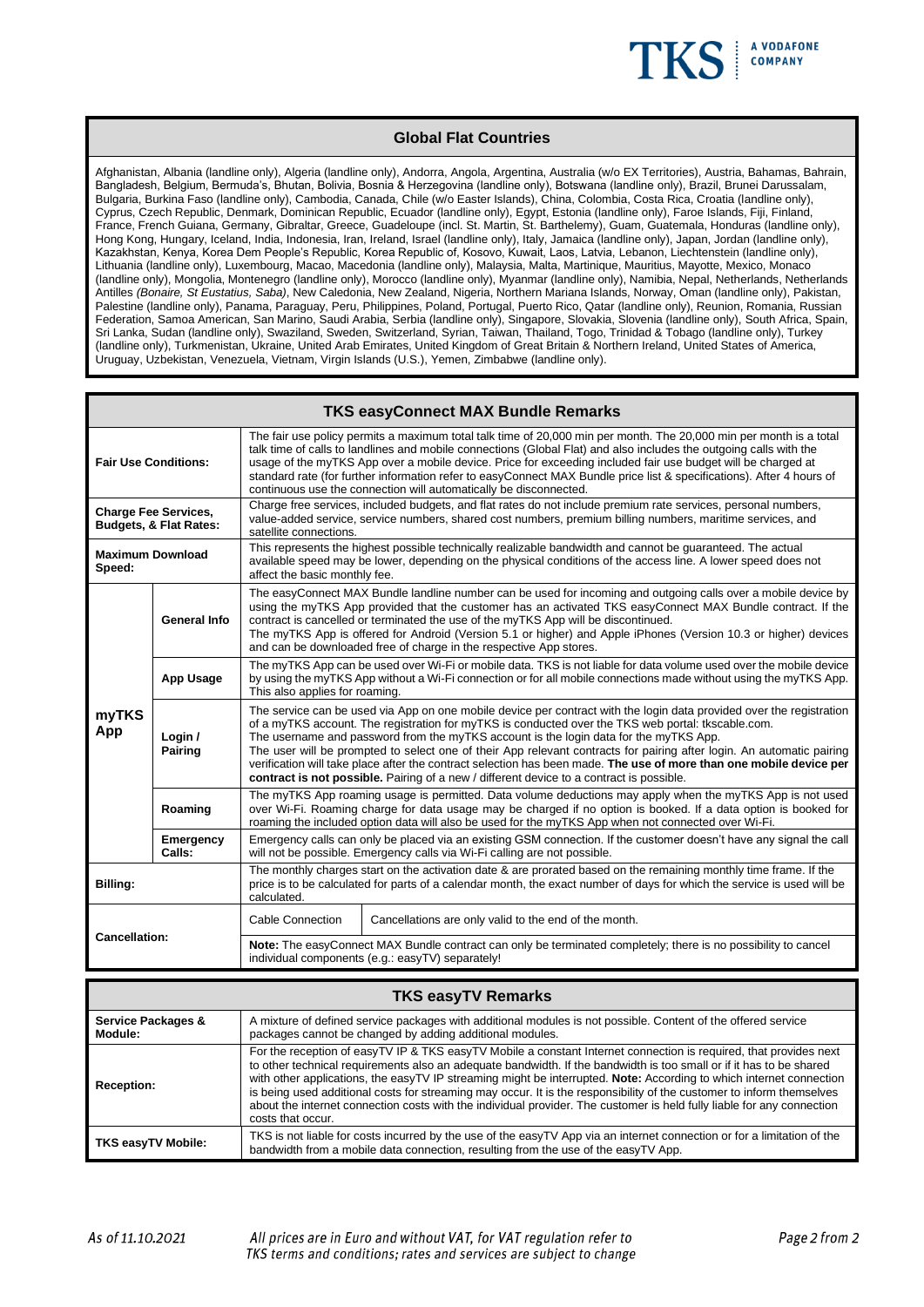## Global Flat Countries

Afghanistan, Albania (landline only), Algeria (landline only), Andorra, Angola, Argentina, Australia (w/o EX Territories), Austria, Bahamas, Bahrain, Bangladesh, Belgium, Bermuda's, Bhutan, Bolivia, Bosnia & Herzegovina (landline only), Botswana (landline only), Brazil, Brunei Darussalam, Bulgaria, Burkina Faso (landline only), Cambodia, Canada, Chile (w/o Easter Islands), China, Colombia, Costa Rica, Croatia (landline only), Cyprus, Czech Republic, Denmark, Dominican Republic, Ecuador (landline only), Egypt, Estonia (landline only), Faroe Islands, Fiji, Finland, France, French Guiana, Germany, Gibraltar, Greece, Guadeloupe (incl. St. Martin, St. Barthelemy), Guam, Guatemala, Honduras (landline only), Hong Kong, Hungary, Iceland, India, Indonesia, Iran, Ireland, Israel (landline only), Italy, Jamaica (landline only), Japan, Jordan (landline only), Kazakhstan, Kenya, Korea Dem People's Republic, Korea Republic of, Kosovo, Kuwait, Laos, Latvia, Lebanon, Liechtenstein (landline only), Lithuania (landline only), Luxembourg, Macao, Macedonia (landline only), Malaysia, Malta, Martinique, Mauritius, Mayotte, Mexico, Monaco (landline only), Mongolia, Montenegro (landline only), Morocco (landline only), Myanmar (landline only), Namibia, Nepal, Netherlands, Netherlands Antilles *(Bonaire, St Eustatius, Saba)*, New Caledonia, New Zealand, Nigeria, Northern Mariana Islands, Norway, Oman (landline only), Pakistan, Palestine (landline only), Panama, Paraguay, Peru, Philippines, Poland, Portugal, Puerto Rico, Qatar (landline only), Reunion, Romania, Russian Federation, Samoa American, San Marino, Saudi Arabia, Serbia (landline only), Singapore, Slovakia, Slovenia (landline only), South Africa, Spain, Sri Lanka, Sudan (landline only), Swaziland, Sweden, Switzerland, Syrian, Taiwan, Thailand, Togo, Trinidad & Tobago (landline only), Turkey (landline only), Turkmenistan, Ukraine, United Arab Emirates, United Kingdom of Great Britain & Northern Ireland, United States of America, Uruguay, Uzbekistan, Venezuela, Vietnam, Virgin Islands (U.S.), Yemen, Zimbabwe (landline only).

## TKS easyConnect MAX Bundle Remarks

| | | | |
|---|---|---|---|
| **Fair Use Conditions:** | | The fair use policy permits a maximum total talk time of 20,000 min per month. The 20,000 min per month is a total talk time of calls to landlines and mobile connections (Global Flat) and also includes the outgoing calls with the usage of the myTKS App over a mobile device. Price for exceeding included fair use budget will be charged at standard rate (for further information refer to easyConnect MAX Bundle price list & specifications). After 4 hours of continuous use the connection will automatically be disconnected. | |
| **Charge Fee Services, Budgets, & Flat Rates:** | | Charge free services, included budgets, and flat rates do not include premium rate services, personal numbers, value-added service, service numbers, shared cost numbers, premium billing numbers, maritime services, and satellite connections. | |
| **Maximum Download Speed:** | | This represents the highest possible technically realizable bandwidth and cannot be guaranteed. The actual available speed may be lower, depending on the physical conditions of the access line. A lower speed does not affect the basic monthly fee. | |
| **myTKS App** | **General Info** | The easyConnect MAX Bundle landline number can be used for incoming and outgoing calls over a mobile device by using the myTKS App provided that the customer has an activated TKS easyConnect MAX Bundle contract. If the contract is cancelled or terminated the use of the myTKS App will be discontinued. The myTKS App is offered for Android (Version 5.1 or higher) and Apple iPhones (Version 10.3 or higher) devices and can be downloaded free of charge in the respective App stores. | |
| | **App Usage** | The myTKS App can be used over Wi-Fi or mobile data. TKS is not liable for data volume used over the mobile device by using the myTKS App without a Wi-Fi connection or for all mobile connections made without using the myTKS App. This also applies for roaming. | |
| | **Login / Pairing** | The service can be used via App on one mobile device per contract with the login data provided over the registration of a myTKS account. The registration for myTKS is conducted over the TKS web portal: tkscable.com. The username and password from the myTKS account is the login data for the myTKS App. The user will be prompted to select one of their App relevant contracts for pairing after login. An automatic pairing verification will take place after the contract selection has been made. **The use of more than one mobile device per contract is not possible.** Pairing of a new / different device to a contract is possible. | |
| | **Roaming** | The myTKS App roaming usage is permitted. Data volume deductions may apply when the myTKS App is not used over Wi-Fi. Roaming charge for data usage may be charged if no option is booked. If a data option is booked for roaming the included option data will also be used for the myTKS App when not connected over Wi-Fi. | |
| | **Emergency Calls:** | Emergency calls can only be placed via an existing GSM connection. If the customer doesn't have any signal the call will not be possible. Emergency calls via Wi-Fi calling are not possible. | |
| **Billing:** | | The monthly charges start on the activation date & are prorated based on the remaining monthly time frame. If the price is to be calculated for parts of a calendar month, the exact number of days for which the service is used will be calculated. | |
| **Cancellation:** | | Cable Connection | Cancellations are only valid to the end of the month. |
| | | **Note:** The easyConnect MAX Bundle contract can only be terminated completely; there is no possibility to cancel individual components (e.g.: easyTV) separately! | |

## TKS easyTV Remarks

| | |
|---|---|
| **Service Packages & Module:** | A mixture of defined service packages with additional modules is not possible. Content of the offered service packages cannot be changed by adding additional modules. |
| **Reception:** | For the reception of easyTV IP & TKS easyTV Mobile a constant Internet connection is required, that provides next to other technical requirements also an adequate bandwidth. If the bandwidth is too small or if it has to be shared with other applications, the easyTV IP streaming might be interrupted. **Note:** According to which internet connection is being used additional costs for streaming may occur. It is the responsibility of the customer to inform themselves about the internet connection costs with the individual provider. The customer is held fully liable for any connection costs that occur. |
| **TKS easyTV Mobile:** | TKS is not liable for costs incurred by the use of the easyTV App via an internet connection or for a limitation of the bandwidth from a mobile data connection, resulting from the use of the easyTV App. |

*As of 11.10.2021*

*All prices are in Euro and without VAT, for VAT regulation refer to TKS terms and conditions; rates and services are subject to change*